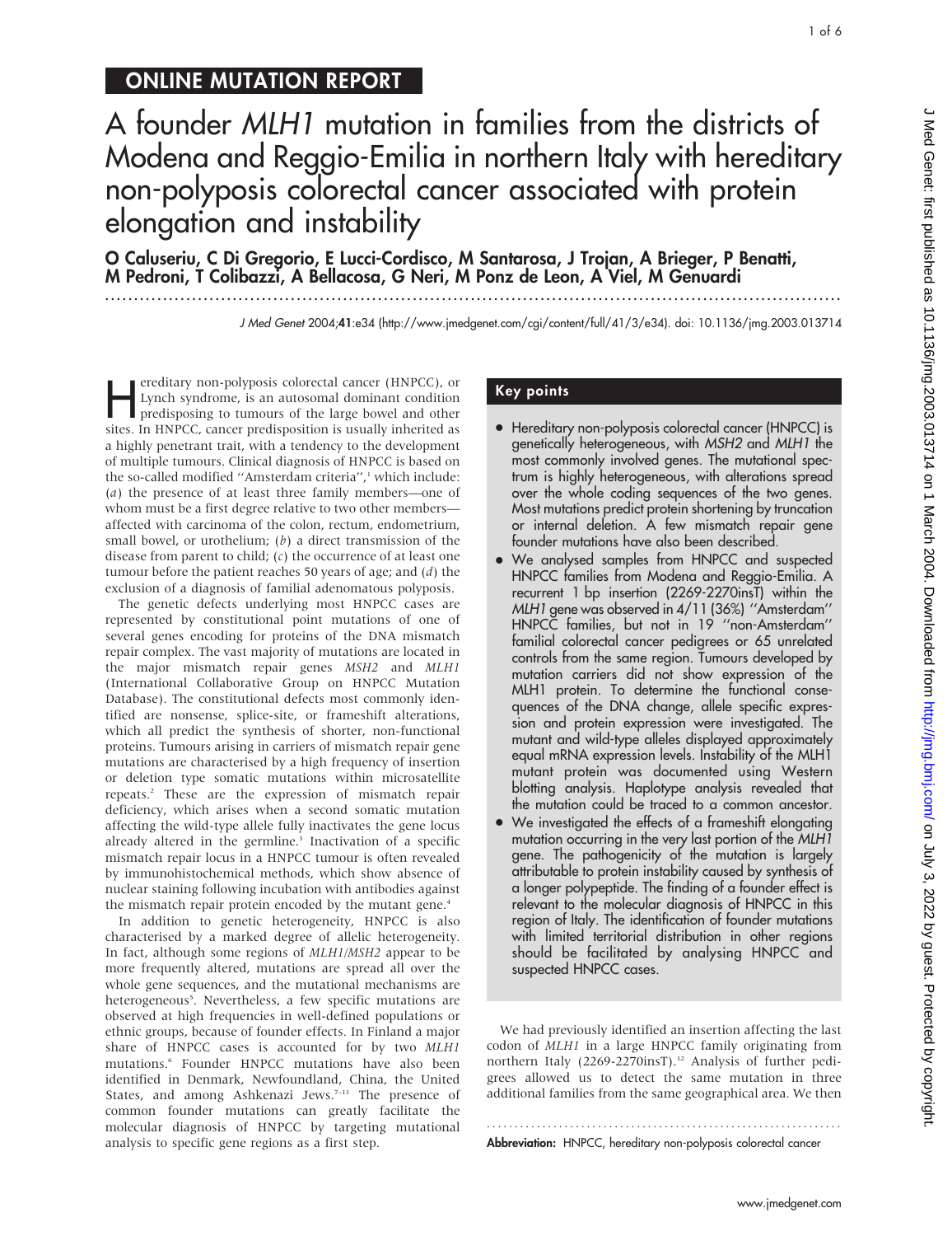## ONLINE MUTATION REPORT

# A founder *MLH1* mutation in families from the districts of Modena and Reggio-Emilia in northern Italy with hereditary non-polyposis colorectal cancer associated with protein elongation and instability

**O Caluseriu, C Di Gregorio, E Lucci-Cordisco, M Santarosa, J Trojan, A Brieger, P Benatti, M Pedroni, T Colibazzi, A Bellacosa, G Neri, M Ponz de Leon, A Viel, M Genuardi**

*J Med Genet* 2004;**41**:e34 (http://www.jmedgenet.com/cgi/content/full/41/3/e34). doi: 10.1136/jmg.2003.013714

Hereditary non-polyposis colorectal cancer (HNPCC), or Lynch syndrome, is an autosomal dominant condition predisposing to tumours of the large bowel and other sites. In HNPCC, cancer predisposition is usually inherited as a highly penetrant trait, with a tendency to the development of multiple tumours. Clinical diagnosis of HNPCC is based on the so-called modified ''Amsterdam criteria'',[1] which include: (*a*) the presence of at least three family members—one of whom must be a first degree relative to two other members—affected with carcinoma of the colon, rectum, endometrium, small bowel, or urothelium; (*b*) a direct transmission of the disease from parent to child; (*c*) the occurrence of at least one tumour before the patient reaches 50 years of age; and (*d*) the exclusion of a diagnosis of familial adenomatous polyposis.

The genetic defects underlying most HNPCC cases are represented by constitutional point mutations of one of several genes encoding for proteins of the DNA mismatch repair complex. The vast majority of mutations are located in the major mismatch repair genes *MSH2* and *MLH1* (International Collaborative Group on HNPCC Mutation Database). The constitutional defects most commonly identified are nonsense, splice-site, or frameshift alterations, which all predict the synthesis of shorter, non-functional proteins. Tumours arising in carriers of mismatch repair gene mutations are characterised by a high frequency of insertion or deletion type somatic mutations within microsatellite repeats.[2] These are the expression of mismatch repair deficiency, which arises when a second somatic mutation affecting the wild-type allele fully inactivates the gene locus already altered in the germline.[3] Inactivation of a specific mismatch repair locus in a HNPCC tumour is often revealed by immunohistochemical methods, which show absence of nuclear staining following incubation with antibodies against the mismatch repair protein encoded by the mutant gene.[4]

In addition to genetic heterogeneity, HNPCC is also characterised by a marked degree of allelic heterogeneity. In fact, although some regions of *MLH1*/*MSH2* appear to be more frequently altered, mutations are spread all over the whole gene sequences, and the mutational mechanisms are heterogeneous[5]. Nevertheless, a few specific mutations are observed at high frequencies in well-defined populations or ethnic groups, because of founder effects. In Finland a major share of HNPCC cases is accounted for by two *MLH1* mutations.[6] Founder HNPCC mutations have also been identified in Denmark, Newfoundland, China, the United States, and among Ashkenazi Jews.[7–11] The presence of common founder mutations can greatly facilitate the molecular diagnosis of HNPCC by targeting mutational analysis to specific gene regions as a first step.

### Key points

- Hereditary non-polyposis colorectal cancer (HNPCC) is genetically heterogeneous, with *MSH2* and *MLH1* the most commonly involved genes. The mutational spectrum is highly heterogeneous, with alterations spread over the whole coding sequences of the two genes. Most mutations predict protein shortening by truncation or internal deletion. A few mismatch repair gene founder mutations have also been described.
- We analysed samples from HNPCC and suspected HNPCC families from Modena and Reggio-Emilia. A recurrent 1 bp insertion (2269-2270insT) within the *MLH1* gene was observed in 4/11 (36%) ''Amsterdam'' HNPCC families, but not in 19 ''non-Amsterdam'' familial colorectal cancer pedigrees or 65 unrelated controls from the same region. Tumours developed by mutation carriers did not show expression of the MLH1 protein. To determine the functional consequences of the DNA change, allele specific expression and protein expression were investigated. The mutant and wild-type alleles displayed approximately equal mRNA expression levels. Instability of the MLH1 mutant protein was documented using Western blotting analysis. Haplotype analysis revealed that the mutation could be traced to a common ancestor.
- We investigated the effects of a frameshift elongating mutation occurring in the very last portion of the *MLH1* gene. The pathogenicity of the mutation is largely attributable to protein instability caused by synthesis of a longer polypeptide. The finding of a founder effect is relevant to the molecular diagnosis of HNPCC in this region of Italy. The identification of founder mutations with limited territorial distribution in other regions should be facilitated by analysing HNPCC and suspected HNPCC cases.

We had previously identified an insertion affecting the last codon of *MLH1* in a large HNPCC family originating from northern Italy (2269-2270insT).[12] Analysis of further pedigrees allowed us to detect the same mutation in three additional families from the same geographical area. We then

**Abbreviation:** HNPCC, hereditary non-polyposis colorectal cancer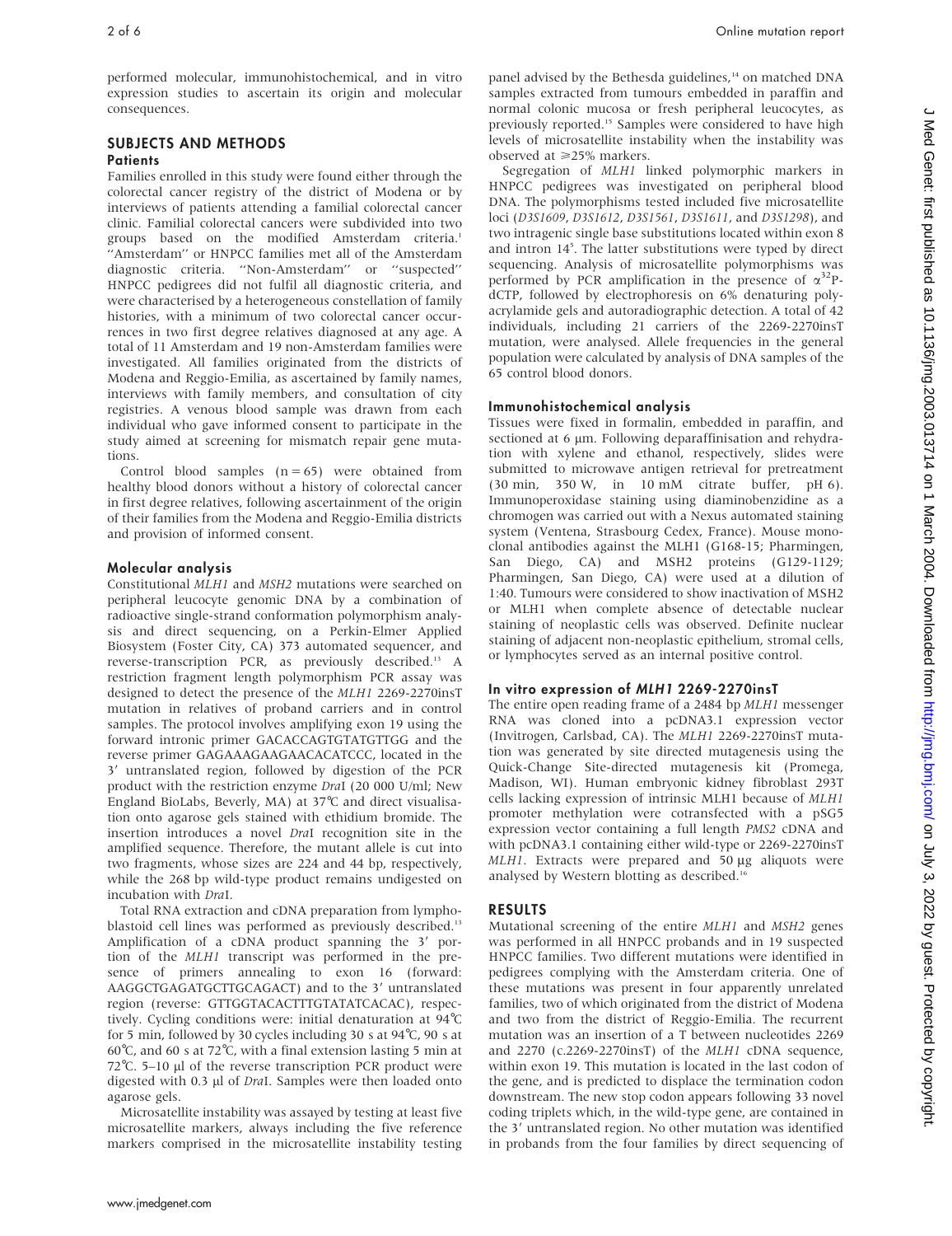performed molecular, immunohistochemical, and in vitro expression studies to ascertain its origin and molecular consequences.

## SUBJECTS AND METHODS

### Patients

Families enrolled in this study were found either through the colorectal cancer registry of the district of Modena or by interviews of patients attending a familial colorectal cancer clinic. Familial colorectal cancers were subdivided into two groups based on the modified Amsterdam criteria.[1] ''Amsterdam'' or HNPCC families met all of the Amsterdam diagnostic criteria. ''Non-Amsterdam'' or ''suspected'' HNPCC pedigrees did not fulfil all diagnostic criteria, and were characterised by a heterogeneous constellation of family histories, with a minimum of two colorectal cancer occurrences in two first degree relatives diagnosed at any age. A total of 11 Amsterdam and 19 non-Amsterdam families were investigated. All families originated from the districts of Modena and Reggio-Emilia, as ascertained by family names, interviews with family members, and consultation of city registries. A venous blood sample was drawn from each individual who gave informed consent to participate in the study aimed at screening for mismatch repair gene mutations.

Control blood samples ($n = 65$) were obtained from healthy blood donors without a history of colorectal cancer in first degree relatives, following ascertainment of the origin of their families from the Modena and Reggio-Emilia districts and provision of informed consent.

### Molecular analysis

Constitutional *MLH1* and *MSH2* mutations were searched on peripheral leucocyte genomic DNA by a combination of radioactive single-strand conformation polymorphism analysis and direct sequencing, on a Perkin-Elmer Applied Biosystem (Foster City, CA) 373 automated sequencer, and reverse-transcription PCR, as previously described.[13] A restriction fragment length polymorphism PCR assay was designed to detect the presence of the *MLH1* 2269-2270insT mutation in relatives of proband carriers and in control samples. The protocol involves amplifying exon 19 using the forward intronic primer GACACCAGTGTATGTTGG and the reverse primer GAGAAAGAAGAACACATCCC, located in the 3′ untranslated region, followed by digestion of the PCR product with the restriction enzyme *Dra*I (20 000 U/ml; New England BioLabs, Beverly, MA) at 37℃ and direct visualisation onto agarose gels stained with ethidium bromide. The insertion introduces a novel *Dra*I recognition site in the amplified sequence. Therefore, the mutant allele is cut into two fragments, whose sizes are 224 and 44 bp, respectively, while the 268 bp wild-type product remains undigested on incubation with *Dra*I.

Total RNA extraction and cDNA preparation from lymphoblastoid cell lines was performed as previously described.[13] Amplification of a cDNA product spanning the 3′ portion of the *MLH1* transcript was performed in the presence of primers annealing to exon 16 (forward: AAGGCTGAGATGCTTGCAGACT) and to the 3′ untranslated region (reverse: GTTGGTACACTTTGTATATCACAC), respectively. Cycling conditions were: initial denaturation at 94℃ for 5 min, followed by 30 cycles including 30 s at 94℃, 90 s at 60℃, and 60 s at 72℃, with a final extension lasting 5 min at 72℃. 5–10 µl of the reverse transcription PCR product were digested with 0.3 µl of *Dra*I. Samples were then loaded onto agarose gels.

Microsatellite instability was assayed by testing at least five microsatellite markers, always including the five reference markers comprised in the microsatellite instability testing panel advised by the Bethesda guidelines,[14] on matched DNA samples extracted from tumours embedded in paraffin and normal colonic mucosa or fresh peripheral leucocytes, as previously reported.[15] Samples were considered to have high levels of microsatellite instability when the instability was observed at ⩾25% markers.

Segregation of *MLH1* linked polymorphic markers in HNPCC pedigrees was investigated on peripheral blood DNA. The polymorphisms tested included five microsatellite loci (*D3S1609*, *D3S1612*, *D3S1561*, *D3S1611*, and *D3S1298*), and two intragenic single base substitutions located within exon 8 and intron 14[5]. The latter substitutions were typed by direct sequencing. Analysis of microsatellite polymorphisms was performed by PCR amplification in the presence of $\alpha^{32}$P-dCTP, followed by electrophoresis on 6% denaturing polyacrylamide gels and autoradiographic detection. A total of 42 individuals, including 21 carriers of the 2269-2270insT mutation, were analysed. Allele frequencies in the general population were calculated by analysis of DNA samples of the 65 control blood donors.

### Immunohistochemical analysis

Tissues were fixed in formalin, embedded in paraffin, and sectioned at 6 µm. Following deparaffinisation and rehydration with xylene and ethanol, respectively, slides were submitted to microwave antigen retrieval for pretreatment (30 min, 350 W, in 10 mM citrate buffer, pH 6). Immunoperoxidase staining using diaminobenzidine as a chromogen was carried out with a Nexus automated staining system (Ventena, Strasbourg Cedex, France). Mouse monoclonal antibodies against the MLH1 (G168-15; Pharmingen, San Diego, CA) and MSH2 proteins (G129-1129; Pharmingen, San Diego, CA) were used at a dilution of 1:40. Tumours were considered to show inactivation of MSH2 or MLH1 when complete absence of detectable nuclear staining of neoplastic cells was observed. Definite nuclear staining of adjacent non-neoplastic epithelium, stromal cells, or lymphocytes served as an internal positive control.

### In vitro expression of *MLH1* 2269-2270insT

The entire open reading frame of a 2484 bp *MLH1* messenger RNA was cloned into a pcDNA3.1 expression vector (Invitrogen, Carlsbad, CA). The *MLH1* 2269-2270insT mutation was generated by site directed mutagenesis using the Quick-Change Site-directed mutagenesis kit (Promega, Madison, WI). Human embryonic kidney fibroblast 293T cells lacking expression of intrinsic MLH1 because of *MLH1* promoter methylation were cotransfected with a pSG5 expression vector containing a full length *PMS2* cDNA and with pcDNA3.1 containing either wild-type or 2269-2270insT *MLH1*. Extracts were prepared and 50 µg aliquots were analysed by Western blotting as described.[16]

## RESULTS

Mutational screening of the entire *MLH1* and *MSH2* genes was performed in all HNPCC probands and in 19 suspected HNPCC families. Two different mutations were identified in pedigrees complying with the Amsterdam criteria. One of these mutations was present in four apparently unrelated families, two of which originated from the district of Modena and two from the district of Reggio-Emilia. The recurrent mutation was an insertion of a T between nucleotides 2269 and 2270 (c.2269-2270insT) of the *MLH1* cDNA sequence, within exon 19. This mutation is located in the last codon of the gene, and is predicted to displace the termination codon downstream. The new stop codon appears following 33 novel coding triplets which, in the wild-type gene, are contained in the 3′ untranslated region. No other mutation was identified in probands from the four families by direct sequencing of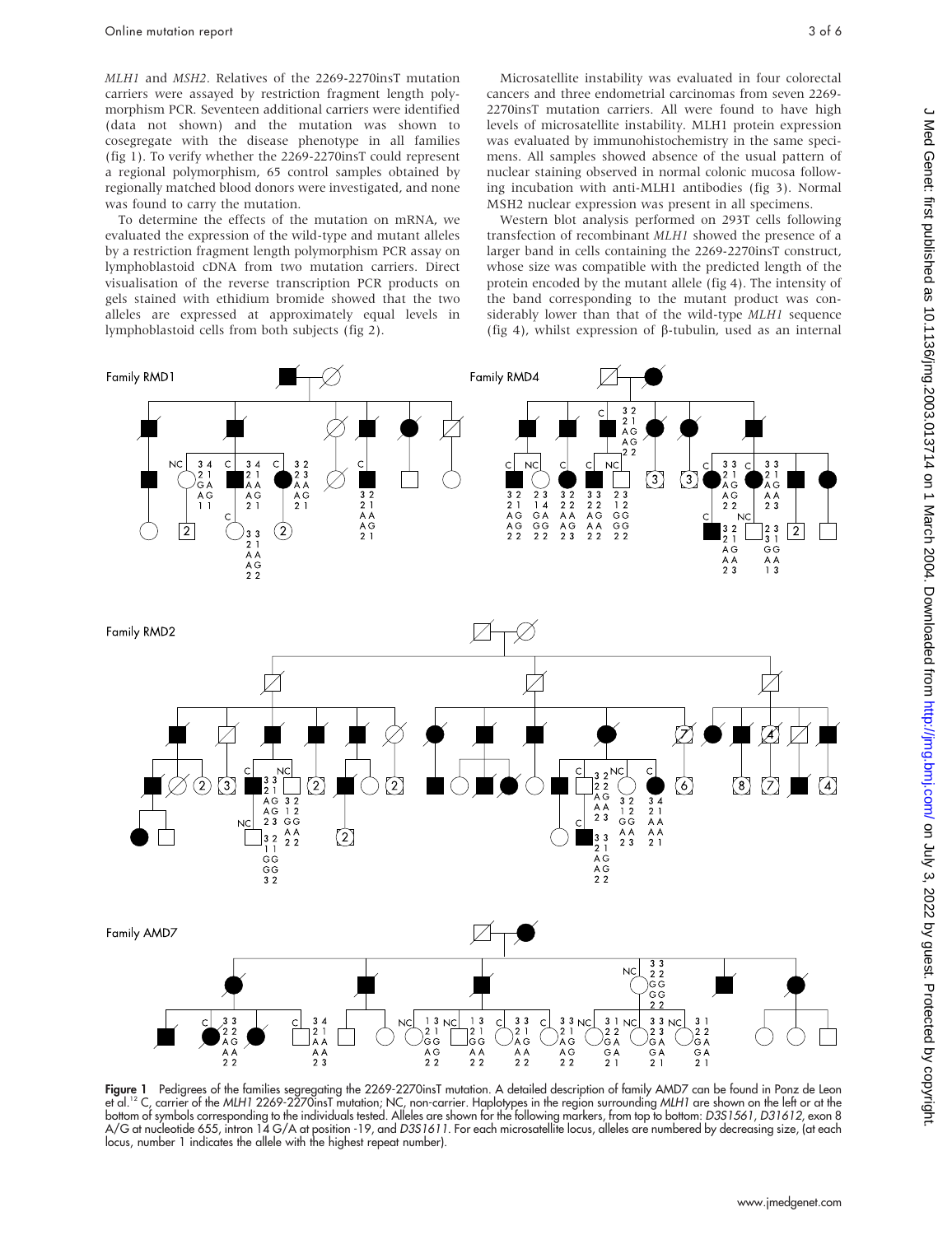*MLH1* and *MSH2*. Relatives of the 2269-2270insT mutation carriers were assayed by restriction fragment length polymorphism PCR. Seventeen additional carriers were identified (data not shown) and the mutation was shown to cosegregate with the disease phenotype in all families (fig 1). To verify whether the 2269-2270insT could represent a regional polymorphism, 65 control samples obtained by regionally matched blood donors were investigated, and none was found to carry the mutation.

To determine the effects of the mutation on mRNA, we evaluated the expression of the wild-type and mutant alleles by a restriction fragment length polymorphism PCR assay on lymphoblastoid cDNA from two mutation carriers. Direct visualisation of the reverse transcription PCR products on gels stained with ethidium bromide showed that the two alleles are expressed at approximately equal levels in lymphoblastoid cells from both subjects (fig 2).

Microsatellite instability was evaluated in four colorectal cancers and three endometrial carcinomas from seven 2269-2270insT mutation carriers. All were found to have high levels of microsatellite instability. MLH1 protein expression was evaluated by immunohistochemistry in the same specimens. All samples showed absence of the usual pattern of nuclear staining observed in normal colonic mucosa following incubation with anti-MLH1 antibodies (fig 3). Normal MSH2 nuclear expression was present in all specimens.

Western blot analysis performed on 293T cells following transfection of recombinant *MLH1* showed the presence of a larger band in cells containing the 2269-2270insT construct, whose size was compatible with the predicted length of the protein encoded by the mutant allele (fig 4). The intensity of the band corresponding to the mutant product was considerably lower than that of the wild-type *MLH1* sequence (fig 4), whilst expression of β-tubulin, used as an internal

**Figure 1** Pedigrees of the families segregating the 2269-2270insT mutation. A detailed description of family AMD7 can be found in Ponz de Leon et al.[12] C, carrier of the *MLH1* 2269-2270insT mutation; NC, non-carrier. Haplotypes in the region surrounding *MLH1* are shown on the left or at the bottom of symbols corresponding to the individuals tested. Alleles are shown for the following markers, from top to bottom: *D3S1561*, *D31612*, exon 8 A/G at nucleotide 655, intron 14 G/A at position -19, and *D3S1611*. For each microsatellite locus, alleles are numbered by decreasing size, (at each locus, number 1 indicates the allele with the highest repeat number).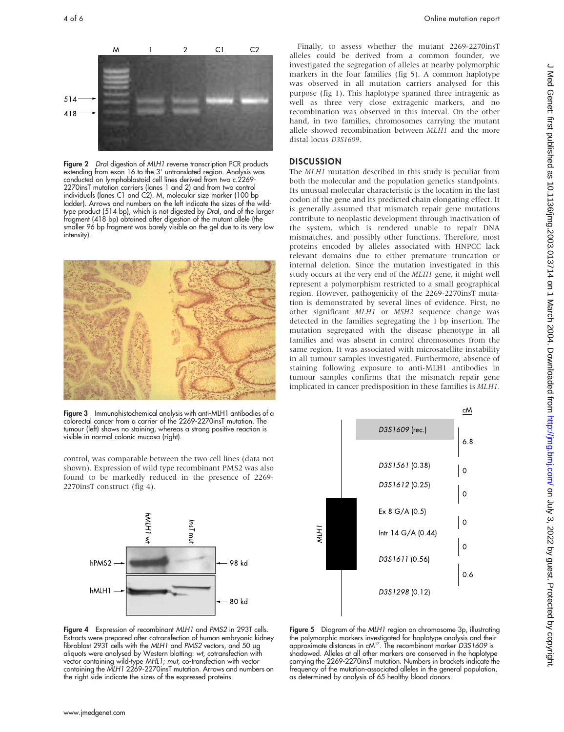Figure 2 *DraI* digestion of *MLH1* reverse transcription PCR products extending from exon 16 to the 3′ untranslated region. Analysis was conducted on lymphoblastoid cell lines derived from two c.2269-2270insT mutation carriers (lanes 1 and 2) and from two control individuals (lanes C1 and C2). M, molecular size marker (100 bp ladder). Arrows and numbers on the left indicate the sizes of the wild-type product (514 bp), which is not digested by *DraI*, and of the larger fragment (418 bp) obtained after digestion of the mutant allele (the smaller 96 bp fragment was barely visible on the gel due to its very low intensity).

Figure 3 Immunohistochemical analysis with anti-MLH1 antibodies of a colorectal cancer from a carrier of the 2269-2270insT mutation. The tumour (left) shows no staining, whereas a strong positive reaction is visible in normal colonic mucosa (right).

control, was comparable between the two cell lines (data not shown). Expression of wild type recombinant PMS2 was also found to be markedly reduced in the presence of 2269-2270insT construct (fig 4).

Figure 4 Expression of recombinant *MLH1* and *PMS2* in 293T cells. Extracts were prepared after cotransfection of human embryonic kidney fibroblast 293T cells with the *MLH1* and *PMS2* vectors, and 50 μg aliquots were analysed by Western blotting: *wt*, cotransfection with vector containing wild-type *MHL1*; *mut*, co-transfection with vector containing the *MLH1* 2269-2270insT mutation. Arrows and numbers on the right side indicate the sizes of the expressed proteins.

Finally, to assess whether the mutant 2269-2270insT alleles could be derived from a common founder, we investigated the segregation of alleles at nearby polymorphic markers in the four families (fig 5). A common haplotype was observed in all mutation carriers analysed for this purpose (fig 1). This haplotype spanned three intragenic as well as three very close extragenic markers, and no recombination was observed in this interval. On the other hand, in two families, chromosomes carrying the mutant allele showed recombination between *MLH1* and the more distal locus *D3S1609*.

## DISCUSSION

The *MLH1* mutation described in this study is peculiar from both the molecular and the population genetics standpoints. Its unusual molecular characteristic is the location in the last codon of the gene and its predicted chain elongating effect. It is generally assumed that mismatch repair gene mutations contribute to neoplastic development through inactivation of the system, which is rendered unable to repair DNA mismatches, and possibly other functions. Therefore, most proteins encoded by alleles associated with HNPCC lack relevant domains due to either premature truncation or internal deletion. Since the mutation investigated in this study occurs at the very end of the *MLH1* gene, it might well represent a polymorphism restricted to a small geographical region. However, pathogenicity of the 2269-2270insT mutation is demonstrated by several lines of evidence. First, no other significant *MLH1* or *MSH2* sequence change was detected in the families segregating the 1 bp insertion. The mutation segregated with the disease phenotype in all families and was absent in control chromosomes from the same region. It was associated with microsatellite instability in all tumour samples investigated. Furthermore, absence of staining following exposure to anti-MLH1 antibodies in tumour samples confirms that the mismatch repair gene implicated in cancer predisposition in these families is *MLH1*.

Figure 5 Diagram of the *MLH1* region on chromosome 3p, illustrating the polymorphic markers investigated for haplotype analysis and their approximate distances in cM[17]. The recombinant marker *D3S1609* is shadowed. Alleles at all other markers are conserved in the haplotype carrying the 2269-2270insT mutation. Numbers in brackets indicate the frequency of the mutation-associated alleles in the general population, as determined by analysis of 65 healthy blood donors.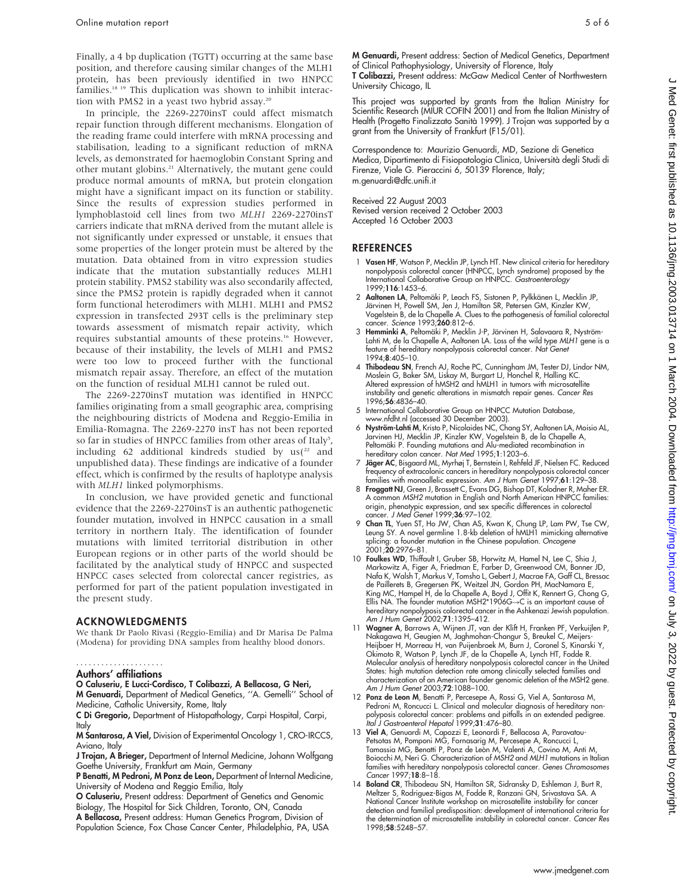Finally, a 4 bp duplication (TGTT) occurring at the same base position, and therefore causing similar changes of the MLH1 protein, has been previously identified in two HNPCC families.[18 19] This duplication was shown to inhibit interaction with PMS2 in a yeast two hybrid assay.[20]

In principle, the 2269-2270insT could affect mismatch repair function through different mechanisms. Elongation of the reading frame could interfere with mRNA processing and stabilisation, leading to a significant reduction of mRNA levels, as demonstrated for haemoglobin Constant Spring and other mutant globins.[21] Alternatively, the mutant gene could produce normal amounts of mRNA, but protein elongation might have a significant impact on its function or stability. Since the results of expression studies performed in lymphoblastoid cell lines from two *MLH1* 2269-2270insT carriers indicate that mRNA derived from the mutant allele is not significantly under expressed or unstable, it ensues that some properties of the longer protein must be altered by the mutation. Data obtained from in vitro expression studies indicate that the mutation substantially reduces MLH1 protein stability. PMS2 stability was also secondarily affected, since the PMS2 protein is rapidly degraded when it cannot form functional heterodimers with MLH1. MLH1 and PMS2 expression in transfected 293T cells is the preliminary step towards assessment of mismatch repair activity, which requires substantial amounts of these proteins.[16] However, because of their instability, the levels of MLH1 and PMS2 were too low to proceed further with the functional mismatch repair assay. Therefore, an effect of the mutation on the function of residual MLH1 cannot be ruled out.

The 2269-2270insT mutation was identified in HNPCC families originating from a small geographic area, comprising the neighbouring districts of Modena and Reggio-Emilia in Emilia-Romagna. The 2269-2270 insT has not been reported so far in studies of HNPCC families from other areas of Italy[5], including 62 additional kindreds studied by us([22] and unpublished data). These findings are indicative of a founder effect, which is confirmed by the results of haplotype analysis with *MLH1* linked polymorphisms.

In conclusion, we have provided genetic and functional evidence that the 2269-2270insT is an authentic pathogenetic founder mutation, involved in HNPCC causation in a small territory in northern Italy. The identification of founder mutations with limited territorial distribution in other European regions or in other parts of the world should be facilitated by the analytical study of HNPCC and suspected HNPCC cases selected from colorectal cancer registries, as performed for part of the patient population investigated in the present study.

## ACKNOWLEDGMENTS

We thank Dr Paolo Rivasi (Reggio-Emilia) and Dr Marisa De Palma (Modena) for providing DNA samples from healthy blood donors.

### Authors' affiliations

**O Caluseriu, E Lucci-Cordisco, T Colibazzi, A Bellacosa, G Neri, M Genuardi,** Department of Medical Genetics, "A. Gemelli" School of Medicine, Catholic University, Rome, Italy

**C Di Gregorio,** Department of Histopathology, Carpi Hospital, Carpi, Italy

**M Santarosa, A Viel,** Division of Experimental Oncology 1, CRO-IRCCS, Aviano, Italy

**J Trojan, A Brieger,** Department of Internal Medicine, Johann Wolfgang Goethe University, Frankfurt am Main, Germany

**P Benatti, M Pedroni, M Ponz de Leon,** Department of Internal Medicine, University of Modena and Reggio Emilia, Italy

**O Caluseriu,** Present address: Department of Genetics and Genomic Biology, The Hospital for Sick Children, Toronto, ON, Canada

**A Bellacosa,** Present address: Human Genetics Program, Division of Population Science, Fox Chase Cancer Center, Philadelphia, PA, USA

**M Genuardi,** Present address: Section of Medical Genetics, Department of Clinical Pathophysiology, University of Florence, Italy

**T Colibazzi,** Present address: McGaw Medical Center of Northwestern University Chicago, IL

This project was supported by grants from the Italian Ministry for Scientific Research (MIUR COFIN 2001) and from the Italian Ministry of Health (Progetto Finalizzato Sanità 1999). J Trojan was supported by a grant from the University of Frankfurt (F15/01).

Correspondence to: Maurizio Genuardi, MD, Sezione di Genetica Medica, Dipartimento di Fisiopatologia Clinica, Università degli Studi di Firenze, Viale G. Pieraccini 6, 50139 Florence, Italy; m.genuardi@dfc.unifi.it

Received 22 August 2003
Revised version received 2 October 2003
Accepted 16 October 2003

## REFERENCES

1. **Vasen HF**, Watson P, Mecklin JP, Lynch HT. New clinical criteria for hereditary nonpolyposis colorectal cancer (HNPCC, Lynch syndrome) proposed by the International Collaborative Group on HNPCC. *Gastroenterology* 1999;**116**:1453–6.
2. **Aaltonen LA**, Peltomäki P, Leach FS, Sistonen P, Pylkkänen L, Mecklin JP, Järvinen H, Powell SM, Jen J, Hamilton SR, Petersen GM, Kinzler KW, Vogelstein B, de la Chapelle A. Clues to the pathogenesis of familial colorectal cancer. *Science* 1993;**260**:812–6.
3. **Hemminki A**, Peltomäki P, Mecklin J-P, Järvinen H, Salovaara R, Nyström-Lahti M, de la Chapelle A, Aaltonen LA. Loss of the wild type *MLH1* gene is a feature of hereditary nonpolyposis colorectal cancer. *Nat Genet* 1994;**8**:405–10.
4. **Thibodeau SN**, French AJ, Roche PC, Cunningham JM, Tester DJ, Lindor NM, Moslein G, Baker SM, Liskay M, Burgart LJ, Honchel R, Halling KC. Altered expression of hMSH2 and hMLH1 in tumors with microsatellite instability and genetic alterations in mismatch repair genes. *Cancer Res* 1996;**56**:4836–40.
5. International Collaborative Group on HNPCC Mutation Database, www.nfdht.nl (accessed 30 December 2003).
6. **Nyström-Lahti M**, Kristo P, Nicolaides NC, Chang SY, Aaltonen LA, Moisio AL, Jarvinen HJ, Mecklin JP, Kinzler KW, Vogelstein B, de la Chapelle A, Peltomäki P. Founding mutations and Alu-mediated recombination in hereditary colon cancer. *Nat Med* 1995;**1**:1203–6.
7. **Jäger AC**, Bisgaard ML, Myrhøj T, Bernstein I, Rehfeld JF, Nielsen FC. Reduced frequency of extracolonic cancers in hereditary nonpolyposis colorectal cancer families with monoallelic expression. *Am J Hum Genet* 1997;**61**:129–38.
8. **Froggatt NJ**, Green J, Brassett C, Evans DG, Bishop DT, Kolodner R, Maher ER. A common *MSH2* mutation in English and North American HNPCC families: origin, phenotypic expression, and sex specific differences in colorectal cancer. *J Med Genet* 1999;**36**:97–102.
9. **Chan TL**, Yuen ST, Ho JW, Chan AS, Kwan K, Chung LP, Lam PW, Tse CW, Leung SY. A novel germline 1.8-kb deletion of hMLH1 mimicking alternative splicing: a founder mutation in the Chinese population. *Oncogene* 2001;**20**:2976–81.
10. **Foulkes WD**, Thiffault I, Gruber SB, Horwitz M, Hamel N, Lee C, Shia J, Markowitz A, Figer A, Friedman E, Farber D, Greenwood CM, Bonner JD, Nafa K, Walsh T, Markus V, Tomsho L, Gebert J, Macrae FA, Gaff CL, Bressac de Paillerets B, Gregersen PK, Weitzel JN, Gordon PH, MacNamara E, King MC, Hampel H, de la Chapelle A, Boyd J, Offit K, Rennert G, Chong G, Ellis NA. The founder mutation MSH2*1906G→C is an important cause of hereditary nonpolyposis colorectal cancer in the Ashkenazi Jewish population. *Am J Hum Genet* 2002;**71**:1395–412.
11. **Wagner A**, Barrows A, Wijnen JT, van der Klift H, Franken PF, Verkuijlen P, Nakagawa H, Geugien M, Jaghmohan-Changur S, Breukel C, Meijers-Heijboer H, Morreau H, van Puijenbroek M, Burn J, Coronel S, Kinarski Y, Okimoto R, Watson P, Lynch JF, de la Chapelle A, Lynch HT, Fodde R. Molecular analysis of hereditary nonpolyposis colorectal cancer in the United States: high mutation detection rate among clinically selected families and characterization of an American founder genomic deletion of the MSH2 gene. *Am J Hum Genet* 2003;**72**:1088–100.
12. **Ponz de Leon M**, Benatti P, Percesepe A, Rossi G, Viel A, Santarosa M, Pedroni M, Roncucci L. Clinical and molecular diagnosis of hereditary non-polyposis colorectal cancer: problems and pitfalls in an extended pedigree. *Ital J Gastroenterol Hepatol* 1999;**31**:476–80.
13. **Viel A**, Genuardi M, Capozzi E, Leonardi F, Bellacosa A, Paravatou-Petsotas M, Pomponi MG, Fornasarig M, Percesepe A, Roncucci L, Tamassia MG, Benatti P, Ponz de Leon M, Valenti A, Covino M, Anti M, Boiocchi M, Neri G. Characterization of *MSH2* and *MLH1* mutations in Italian families with hereditary nonpolyposis colorectal cancer. *Genes Chromosomes Cancer* 1997;**18**:8–18.
14. **Boland CR**, Thibodeau SN, Hamilton SR, Sidransky D, Eshleman J, Burt R, Meltzer S, Rodriguez-Bigas M, Fodde R, Ranzani GN, Srivastava SA. A National Cancer Institute workshop on microsatellite instability for cancer detection and familial predisposition: development of international criteria for the determination of microsatellite instability in colorectal cancer. *Cancer Res* 1998;**58**:5248–57.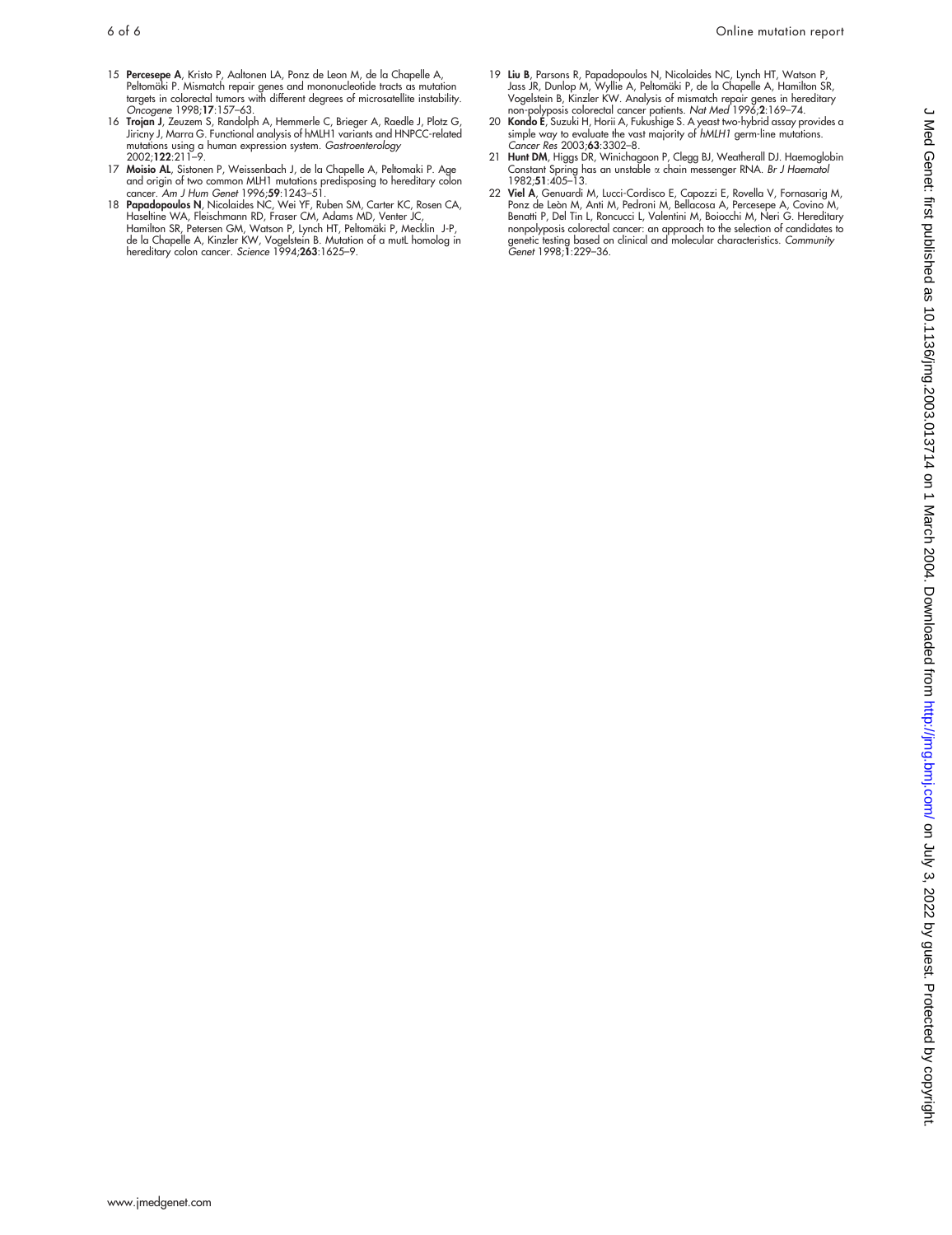15 **Percesepe A**, Kristo P, Aaltonen LA, Ponz de Leon M, de la Chapelle A, Peltomäki P. Mismatch repair genes and mononucleotide tracts as mutation targets in colorectal tumors with different degrees of microsatellite instability. *Oncogene* 1998;**17**:157–63.

16 **Trojan J**, Zeuzem S, Randolph A, Hemmerle C, Brieger A, Raedle J, Plotz G, Jiricny J, Marra G. Functional analysis of hMLH1 variants and HNPCC-related mutations using a human expression system. *Gastroenterology* 2002;**122**:211–9.

17 **Moisio AL**, Sistonen P, Weissenbach J, de la Chapelle A, Peltomaki P. Age and origin of two common MLH1 mutations predisposing to hereditary colon cancer. *Am J Hum Genet* 1996;**59**:1243–51.

18 **Papadopoulos N**, Nicolaides NC, Wei YF, Ruben SM, Carter KC, Rosen CA, Haseltine WA, Fleischmann RD, Fraser CM, Adams MD, Venter JC, Hamilton SR, Petersen GM, Watson P, Lynch HT, Peltomäki P, Mecklin J-P, de la Chapelle A, Kinzler KW, Vogelstein B. Mutation of a mutL homolog in hereditary colon cancer. *Science* 1994;**263**:1625–9.

19 **Liu B**, Parsons R, Papadopoulos N, Nicolaides NC, Lynch HT, Watson P, Jass JR, Dunlop M, Wyllie A, Peltomäki P, de la Chapelle A, Hamilton SR, Vogelstein B, Kinzler KW. Analysis of mismatch repair genes in hereditary non-polyposis colorectal cancer patients. *Nat Med* 1996;**2**:169–74.

20 **Kondo E**, Suzuki H, Horii A, Fukushige S. A yeast two-hybrid assay provides a simple way to evaluate the vast majority of *hMLH1* germ-line mutations. *Cancer Res* 2003;**63**:3302–8.

21 **Hunt DM**, Higgs DR, Winichagoon P, Clegg BJ, Weatherall DJ. Haemoglobin Constant Spring has an unstable α chain messenger RNA. *Br J Haematol* 1982;**51**:405–13.

22 **Viel A**, Genuardi M, Lucci-Cordisco E, Capozzi E, Rovella V, Fornasarig M, Ponz de Leòn M, Anti M, Pedroni M, Bellacosa A, Percesepe A, Covino M, Benatti P, Del Tin L, Roncucci L, Valentini M, Boiocchi M, Neri G. Hereditary nonpolyposis colorectal cancer: an approach to the selection of candidates to genetic testing based on clinical and molecular characteristics. *Community Genet* 1998;**1**:229–36.